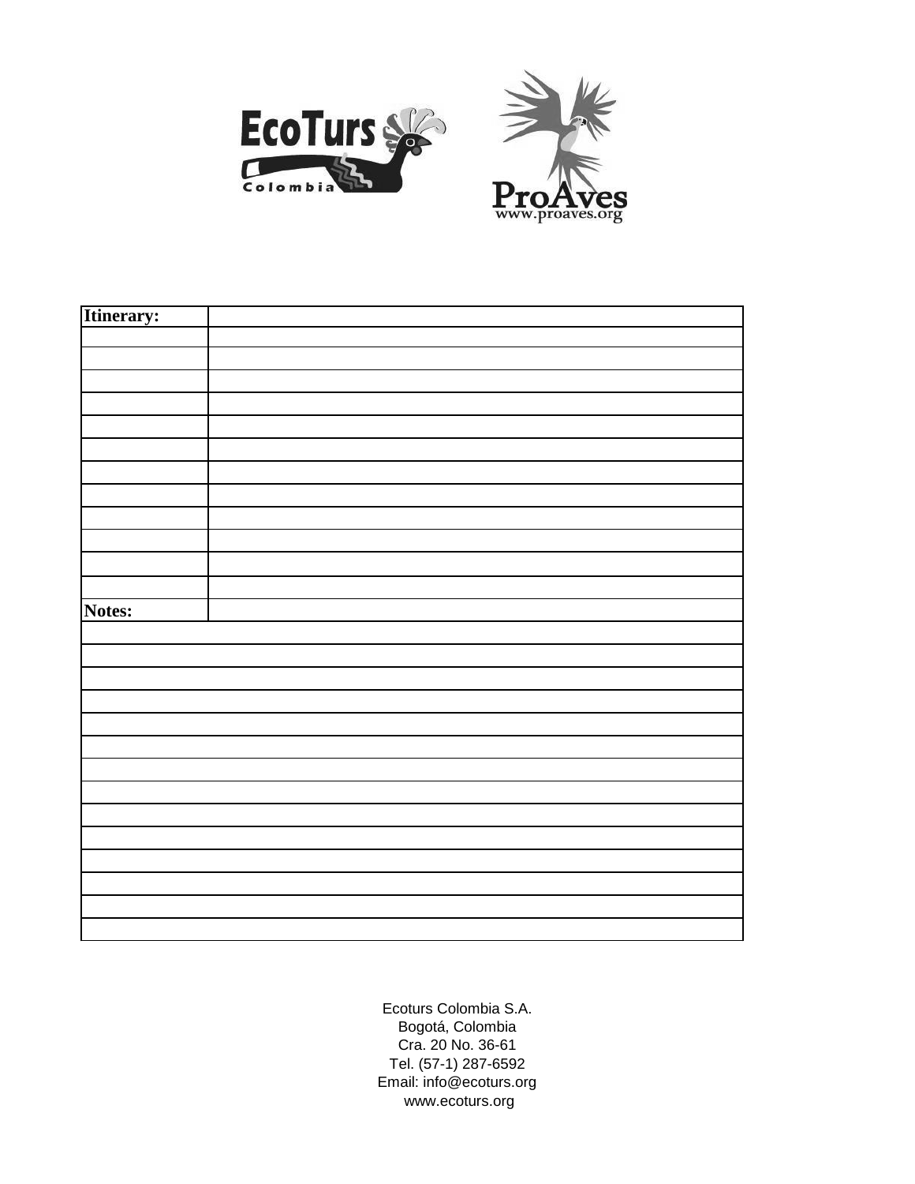| Itinerary: | |
|---|---|
| | |
| | |
| | |
| | |
| | |
| | |
| | |
| | |
| | |
| | |
| | |
| | |
| Notes: | |
| | |
| | |
| | |
| | |
| | |
| | |
| | |
| | |
| | |
| | |
| | |
| | |
| | |
| | |

Ecoturs Colombia S.A.
Bogotá, Colombia
Cra. 20 No. 36-61
Tel. (57-1) 287-6592
Email: info@ecoturs.org
www.ecoturs.org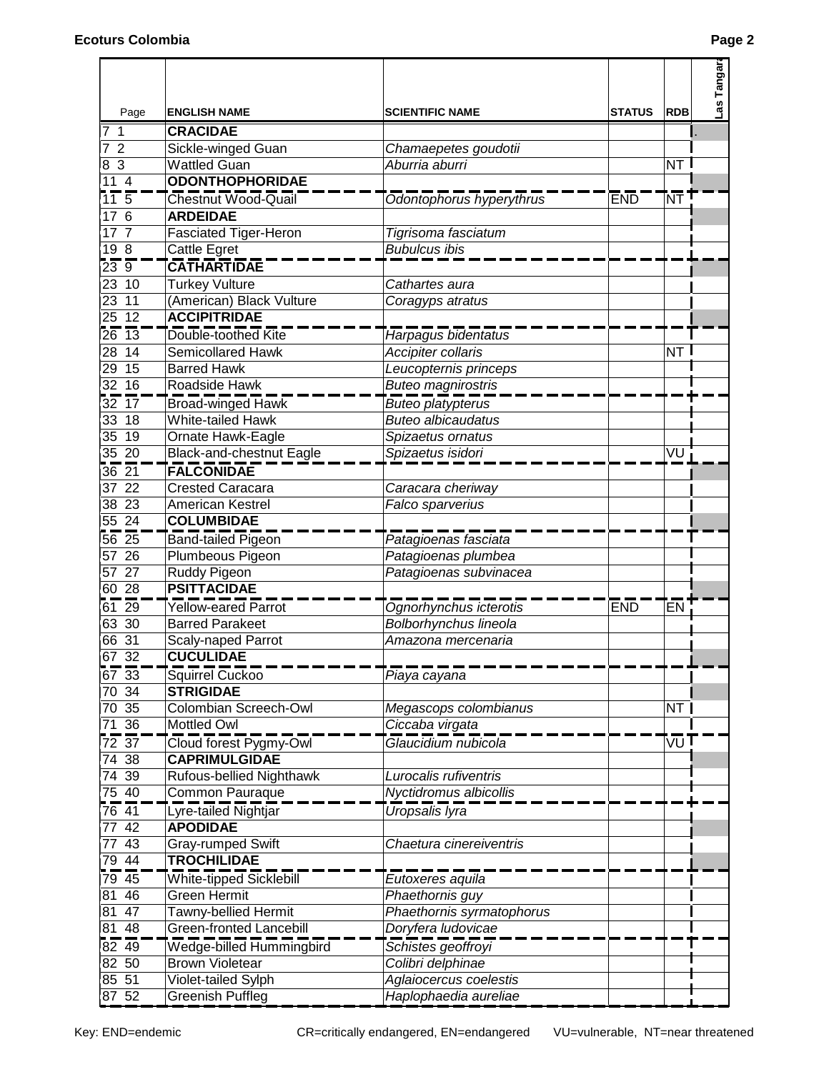| Page | ENGLISH NAME | SCIENTIFIC NAME | STATUS | RDB | Las Tangara |
|---|---|---|---|---|---|
| 7 1 | **CRACIDAE** | | | | . |
| 7 2 | Sickle-winged Guan | *Chamaepetes goudotii* | | | |
| 8 3 | Wattled Guan | *Aburria aburri* | | NT | |
| 11 4 | **ODONTHOPHORIDAE** | | | | |
| 11 5 | Chestnut Wood-Quail | *Odontophorus hyperythrus* | END | NT | |
| 17 6 | **ARDEIDAE** | | | | |
| 17 7 | Fasciated Tiger-Heron | *Tigrisoma fasciatum* | | | |
| 19 8 | Cattle Egret | *Bubulcus ibis* | | | |
| 23 9 | **CATHARTIDAE** | | | | |
| 23 10 | Turkey Vulture | *Cathartes aura* | | | |
| 23 11 | (American) Black Vulture | *Coragyps atratus* | | | |
| 25 12 | **ACCIPITRIDAE** | | | | |
| 26 13 | Double-toothed Kite | *Harpagus bidentatus* | | | |
| 28 14 | Semicollared Hawk | *Accipiter collaris* | | NT | |
| 29 15 | Barred Hawk | *Leucopternis princeps* | | | |
| 32 16 | Roadside Hawk | *Buteo magnirostris* | | | |
| 32 17 | Broad-winged Hawk | *Buteo platypterus* | | | |
| 33 18 | White-tailed Hawk | *Buteo albicaudatus* | | | |
| 35 19 | Ornate Hawk-Eagle | *Spizaetus ornatus* | | | |
| 35 20 | Black-and-chestnut Eagle | *Spizaetus isidori* | | VU | |
| 36 21 | **FALCONIDAE** | | | | |
| 37 22 | Crested Caracara | *Caracara cheriway* | | | |
| 38 23 | American Kestrel | *Falco sparverius* | | | |
| 55 24 | **COLUMBIDAE** | | | | |
| 56 25 | Band-tailed Pigeon | *Patagioenas fasciata* | | | |
| 57 26 | Plumbeous Pigeon | *Patagioenas plumbea* | | | |
| 57 27 | Ruddy Pigeon | *Patagioenas subvinacea* | | | |
| 60 28 | **PSITTACIDAE** | | | | |
| 61 29 | Yellow-eared Parrot | *Ognorhynchus icterotis* | END | EN | |
| 63 30 | Barred Parakeet | *Bolborhynchus lineola* | | | |
| 66 31 | Scaly-naped Parrot | *Amazona mercenaria* | | | |
| 67 32 | **CUCULIDAE** | | | | |
| 67 33 | Squirrel Cuckoo | *Piaya cayana* | | | |
| 70 34 | **STRIGIDAE** | | | | |
| 70 35 | Colombian Screech-Owl | *Megascops colombianus* | | NT | |
| 71 36 | Mottled Owl | *Ciccaba virgata* | | | |
| 72 37 | Cloud forest Pygmy-Owl | *Glaucidium nubicola* | | VU | |
| 74 38 | **CAPRIMULGIDAE** | | | | |
| 74 39 | Rufous-bellied Nighthawk | *Lurocalis rufiventris* | | | |
| 75 40 | Common Pauraque | *Nyctidromus albicollis* | | | |
| 76 41 | Lyre-tailed Nightjar | *Uropsalis lyra* | | | |
| 77 42 | **APODIDAE** | | | | |
| 77 43 | Gray-rumped Swift | *Chaetura cinereiventris* | | | |
| 79 44 | **TROCHILIDAE** | | | | |
| 79 45 | White-tipped Sicklebill | *Eutoxeres aquila* | | | |
| 81 46 | Green Hermit | *Phaethornis guy* | | | |
| 81 47 | Tawny-bellied Hermit | *Phaethornis syrmatophorus* | | | |
| 81 48 | Green-fronted Lancebill | *Doryfera ludovicae* | | | |
| 82 49 | Wedge-billed Hummingbird | *Schistes geoffroyi* | | | |
| 82 50 | Brown Violetear | *Colibri delphinae* | | | |
| 85 51 | Violet-tailed Sylph | *Aglaiocercus coelestis* | | | |
| 87 52 | Greenish Puffleg | *Haplophaedia aureliae* | | | |

Key: END=endemic CR=critically endangered, EN=endangered VU=vulnerable, NT=near threatened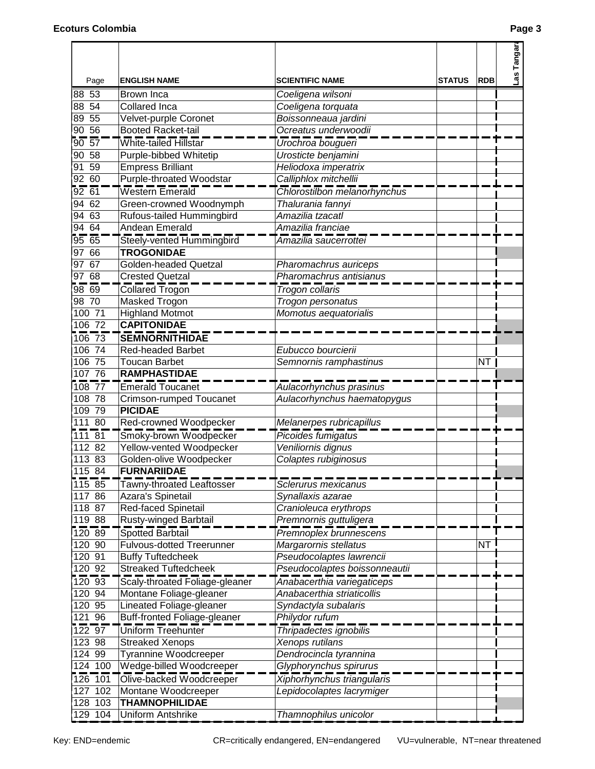**Ecotours Colombia**

| Page | ENGLISH NAME | SCIENTIFIC NAME | STATUS | RDB | Las Tangara |
|---|---|---|---|---|---|
| 88 53 | Brown Inca | *Coeligena wilsoni* | | | |
| 88 54 | Collared Inca | *Coeligena torquata* | | | |
| 89 55 | Velvet-purple Coronet | *Boissonneaua jardini* | | | |
| 90 56 | Booted Racket-tail | *Ocreatus underwoodii* | | | |
| 90 57 | White-tailed Hillstar | *Urochroa bougueri* | | | |
| 90 58 | Purple-bibbed Whitetip | *Urosticte benjamini* | | | |
| 91 59 | Empress Brilliant | *Heliodoxa imperatrix* | | | |
| 92 60 | Purple-throated Woodstar | *Calliphlox mitchellii* | | | |
| 92 61 | Western Emerald | *Chlorostilbon melanorhynchus* | | | |
| 94 62 | Green-crowned Woodnymph | *Thalurania fannyi* | | | |
| 94 63 | Rufous-tailed Hummingbird | *Amazilia tzacatl* | | | |
| 94 64 | Andean Emerald | *Amazilia franciae* | | | |
| 95 65 | Steely-vented Hummingbird | *Amazilia saucerrottei* | | | |
| 97 66 | **TROGONIDAE** | | | | |
| 97 67 | Golden-headed Quetzal | *Pharomachrus auriceps* | | | |
| 97 68 | Crested Quetzal | *Pharomachrus antisianus* | | | |
| 98 69 | Collared Trogon | *Trogon collaris* | | | |
| 98 70 | Masked Trogon | *Trogon personatus* | | | |
| 100 71 | Highland Motmot | *Momotus aequatorialis* | | | |
| 106 72 | **CAPITONIDAE** | | | | |
| 106 73 | **SEMNORNITHIDAE** | | | | |
| 106 74 | Red-headed Barbet | *Eubucco bourcierii* | | | |
| 106 75 | Toucan Barbet | *Semnornis ramphastinus* | | NT | |
| 107 76 | **RAMPHASTIDAE** | | | | |
| 108 77 | Emerald Toucanet | *Aulacorhynchus prasinus* | | | |
| 108 78 | Crimson-rumped Toucanet | *Aulacorhynchus haematopygus* | | | |
| 109 79 | **PICIDAE** | | | | |
| 111 80 | Red-crowned Woodpecker | *Melanerpes rubricapillus* | | | |
| 111 81 | Smoky-brown Woodpecker | *Picoides fumigatus* | | | |
| 112 82 | Yellow-vented Woodpecker | *Veniliornis dignus* | | | |
| 113 83 | Golden-olive Woodpecker | *Colaptes rubiginosus* | | | |
| 115 84 | **FURNARIIDAE** | | | | |
| 115 85 | Tawny-throated Leaftosser | *Sclerurus mexicanus* | | | |
| 117 86 | Azara's Spinetail | *Synallaxis azarae* | | | |
| 118 87 | Red-faced Spinetail | *Cranioleuca erythrops* | | | |
| 119 88 | Rusty-winged Barbtail | *Premnornis guttuligera* | | | |
| 120 89 | Spotted Barbtail | *Premnoplex brunnescens* | | | |
| 120 90 | Fulvous-dotted Treerunner | *Margarornis stellatus* | | NT | |
| 120 91 | Buffy Tuftedcheek | *Pseudocolaptes lawrencii* | | | |
| 120 92 | Streaked Tuftedcheek | *Pseudocolaptes boissonneautii* | | | |
| 120 93 | Scaly-throated Foliage-gleaner | *Anabacerthia variegaticeps* | | | |
| 120 94 | Montane Foliage-gleaner | *Anabacerthia striaticollis* | | | |
| 120 95 | Lineated Foliage-gleaner | *Syndactyla subalaris* | | | |
| 121 96 | Buff-fronted Foliage-gleaner | *Philydor rufum* | | | |
| 122 97 | Uniform Treehunter | *Thripadectes ignobilis* | | | |
| 123 98 | Streaked Xenops | *Xenops rutilans* | | | |
| 124 99 | Tyrannine Woodcreeper | *Dendrocincla tyrannina* | | | |
| 124 100 | Wedge-billed Woodcreeper | *Glyphorynchus spirurus* | | | |
| 126 101 | Olive-backed Woodcreeper | *Xiphorhynchus triangularis* | | | |
| 127 102 | Montane Woodcreeper | *Lepidocolaptes lacrymiger* | | | |
| 128 103 | **THAMNOPHILIDAE** | | | | |
| 129 104 | Uniform Antshrike | *Thamnophilus unicolor* | | | |

Key: END=endemic CR=critically endangered, EN=endangered VU=vulnerable, NT=near threatened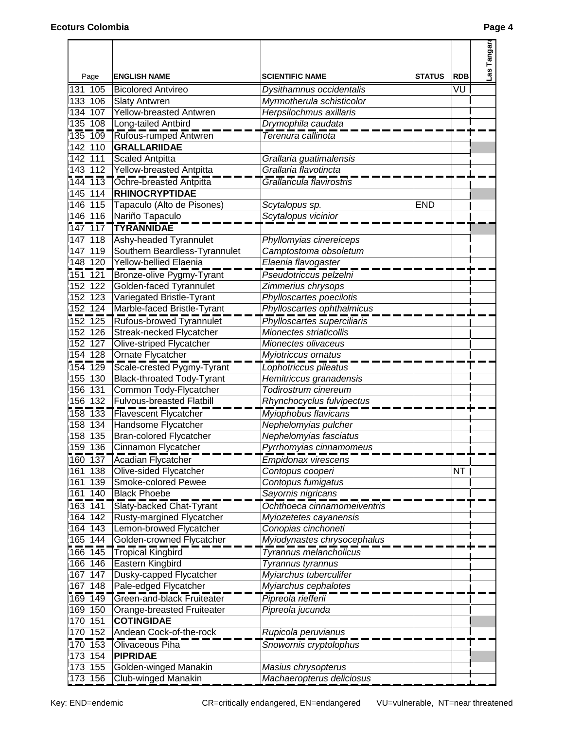| Page | | ENGLISH NAME | SCIENTIFIC NAME | STATUS | RDB | Las Tangara |
|---|---|---|---|---|---|---|
| 131 | 105 | Bicolored Antvireo | *Dysithamnus occidentalis* | | VU | |
| 133 | 106 | Slaty Antwren | *Myrmotherula schisticolor* | | | |
| 134 | 107 | Yellow-breasted Antwren | *Herpsilochmus axillaris* | | | |
| 135 | 108 | Long-tailed Antbird | *Drymophila caudata* | | | |
| 135 | 109 | Rufous-rumped Antwren | *Terenura callinota* | | | |
| 142 | 110 | **GRALLARIIDAE** | | | | |
| 142 | 111 | Scaled Antpitta | *Grallaria guatimalensis* | | | |
| 143 | 112 | Yellow-breasted Antpitta | *Grallaria flavotincta* | | | |
| 144 | 113 | Ochre-breasted Antpitta | *Grallaricula flavirostris* | | | |
| 145 | 114 | **RHINOCRYPTIDAE** | | | | |
| 146 | 115 | Tapaculo (Alto de Pisones) | *Scytalopus sp.* | END | | |
| 146 | 116 | Nariño Tapaculo | *Scytalopus vicinior* | | | |
| 147 | 117 | **TYRANNIDAE** | | | | |
| 147 | 118 | Ashy-headed Tyrannulet | *Phyllomyias cinereiceps* | | | |
| 147 | 119 | Southern Beardless-Tyrannulet | *Camptostoma obsoletum* | | | |
| 148 | 120 | Yellow-bellied Elaenia | *Elaenia flavogaster* | | | |
| 151 | 121 | Bronze-olive Pygmy-Tyrant | *Pseudotriccus pelzelni* | | | |
| 152 | 122 | Golden-faced Tyrannulet | *Zimmerius chrysops* | | | |
| 152 | 123 | Variegated Bristle-Tyrant | *Phylloscartes poecilotis* | | | |
| 152 | 124 | Marble-faced Bristle-Tyrant | *Phylloscartes ophthalmicus* | | | |
| 152 | 125 | Rufous-browed Tyrannulet | *Phylloscartes superciliaris* | | | |
| 152 | 126 | Streak-necked Flycatcher | *Mionectes striaticollis* | | | |
| 152 | 127 | Olive-striped Flycatcher | *Mionectes olivaceus* | | | |
| 154 | 128 | Ornate Flycatcher | *Myiotriccus ornatus* | | | |
| 154 | 129 | Scale-crested Pygmy-Tyrant | *Lophotriccus pileatus* | | | |
| 155 | 130 | Black-throated Tody-Tyrant | *Hemitriccus granadensis* | | | |
| 156 | 131 | Common Tody-Flycatcher | *Todirostrum cinereum* | | | |
| 156 | 132 | Fulvous-breasted Flatbill | *Rhynchocyclus fulvipectus* | | | |
| 158 | 133 | Flavescent Flycatcher | *Myiophobus flavicans* | | | |
| 158 | 134 | Handsome Flycatcher | *Nephelomyias pulcher* | | | |
| 158 | 135 | Bran-colored Flycatcher | *Nephelomyias fasciatus* | | | |
| 159 | 136 | Cinnamon Flycatcher | *Pyrrhomyias cinnamomeus* | | | |
| 160 | 137 | Acadian Flycatcher | *Empidonax virescens* | | | |
| 161 | 138 | Olive-sided Flycatcher | *Contopus cooperi* | | NT | |
| 161 | 139 | Smoke-colored Pewee | *Contopus fumigatus* | | | |
| 161 | 140 | Black Phoebe | *Sayornis nigricans* | | | |
| 163 | 141 | Slaty-backed Chat-Tyrant | *Ochthoeca cinnamomeiventris* | | | |
| 164 | 142 | Rusty-margined Flycatcher | *Myiozetetes cayanensis* | | | |
| 164 | 143 | Lemon-browed Flycatcher | *Conopias cinchoneti* | | | |
| 165 | 144 | Golden-crowned Flycatcher | *Myiodynastes chrysocephalus* | | | |
| 166 | 145 | Tropical Kingbird | *Tyrannus melancholicus* | | | |
| 166 | 146 | Eastern Kingbird | *Tyrannus tyrannus* | | | |
| 167 | 147 | Dusky-capped Flycatcher | *Myiarchus tuberculifer* | | | |
| 167 | 148 | Pale-edged Flycatcher | *Myiarchus cephalotes* | | | |
| 169 | 149 | Green-and-black Fruiteater | *Pipreola riefferii* | | | |
| 169 | 150 | Orange-breasted Fruiteater | *Pipreola jucunda* | | | |
| 170 | 151 | **COTINGIDAE** | | | | |
| 170 | 152 | Andean Cock-of-the-rock | *Rupicola peruvianus* | | | |
| 170 | 153 | Olivaceous Piha | *Snowornis cryptolophus* | | | |
| 173 | 154 | **PIPRIDAE** | | | | |
| 173 | 155 | Golden-winged Manakin | *Masius chrysopterus* | | | |
| 173 | 156 | Club-winged Manakin | *Machaeropterus deliciosus* | | | |

Key: END=endemic CR=critically endangered, EN=endangered VU=vulnerable, NT=near threatened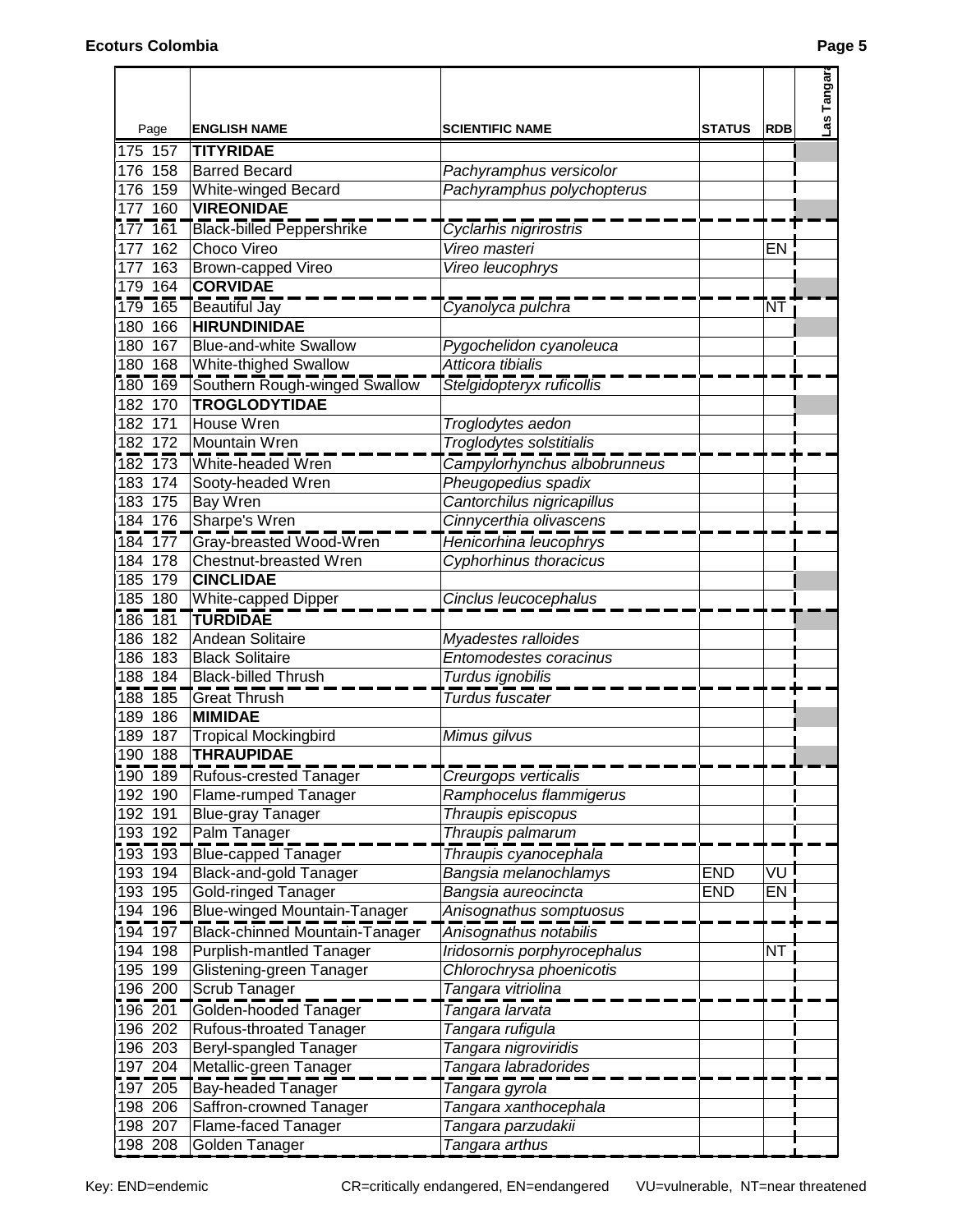| Page | | ENGLISH NAME | SCIENTIFIC NAME | STATUS | RDB | Las Tangara |
|---|---|---|---|---|---|---|
| 175 | 157 | **TITYRIDAE** | | | | |
| 176 | 158 | Barred Becard | *Pachyramphus versicolor* | | | |
| 176 | 159 | White-winged Becard | *Pachyramphus polychopterus* | | | |
| 177 | 160 | **VIREONIDAE** | | | | |
| 177 | 161 | Black-billed Peppershrike | *Cyclarhis nigrirostris* | | | |
| 177 | 162 | Choco Vireo | *Vireo masteri* | | EN | |
| 177 | 163 | Brown-capped Vireo | *Vireo leucophrys* | | | |
| 179 | 164 | **CORVIDAE** | | | | |
| 179 | 165 | Beautiful Jay | *Cyanolyca pulchra* | | NT | |
| 180 | 166 | **HIRUNDINIDAE** | | | | |
| 180 | 167 | Blue-and-white Swallow | *Pygochelidon cyanoleuca* | | | |
| 180 | 168 | White-thighed Swallow | *Atticora tibialis* | | | |
| 180 | 169 | Southern Rough-winged Swallow | *Stelgidopteryx ruficollis* | | | |
| 182 | 170 | **TROGLODYTIDAE** | | | | |
| 182 | 171 | House Wren | *Troglodytes aedon* | | | |
| 182 | 172 | Mountain Wren | *Troglodytes solstitialis* | | | |
| 182 | 173 | White-headed Wren | *Campylorhynchus albobrunneus* | | | |
| 183 | 174 | Sooty-headed Wren | *Pheugopedius spadix* | | | |
| 183 | 175 | Bay Wren | *Cantorchilus nigricapillus* | | | |
| 184 | 176 | Sharpe's Wren | *Cinnycerthia olivascens* | | | |
| 184 | 177 | Gray-breasted Wood-Wren | *Henicorhina leucophrys* | | | |
| 184 | 178 | Chestnut-breasted Wren | *Cyphorhinus thoracicus* | | | |
| 185 | 179 | **CINCLIDAE** | | | | |
| 185 | 180 | White-capped Dipper | *Cinclus leucocephalus* | | | |
| 186 | 181 | **TURDIDAE** | | | | |
| 186 | 182 | Andean Solitaire | *Myadestes ralloides* | | | |
| 186 | 183 | Black Solitaire | *Entomodestes coracinus* | | | |
| 188 | 184 | Black-billed Thrush | *Turdus ignobilis* | | | |
| 188 | 185 | Great Thrush | *Turdus fuscater* | | | |
| 189 | 186 | **MIMIDAE** | | | | |
| 189 | 187 | Tropical Mockingbird | *Mimus gilvus* | | | |
| 190 | 188 | **THRAUPIDAE** | | | | |
| 190 | 189 | Rufous-crested Tanager | *Creurgops verticalis* | | | |
| 192 | 190 | Flame-rumped Tanager | *Ramphocelus flammigerus* | | | |
| 192 | 191 | Blue-gray Tanager | *Thraupis episcopus* | | | |
| 193 | 192 | Palm Tanager | *Thraupis palmarum* | | | |
| 193 | 193 | Blue-capped Tanager | *Thraupis cyanocephala* | | | |
| 193 | 194 | Black-and-gold Tanager | *Bangsia melanochlamys* | END | VU | |
| 193 | 195 | Gold-ringed Tanager | *Bangsia aureocincta* | END | EN | |
| 194 | 196 | Blue-winged Mountain-Tanager | *Anisognathus somptuosus* | | | |
| 194 | 197 | Black-chinned Mountain-Tanager | *Anisognathus notabilis* | | | |
| 194 | 198 | Purplish-mantled Tanager | *Iridosornis porphyrocephalus* | | NT | |
| 195 | 199 | Glistening-green Tanager | *Chlorochrysa phoenicotis* | | | |
| 196 | 200 | Scrub Tanager | *Tangara vitriolina* | | | |
| 196 | 201 | Golden-hooded Tanager | *Tangara larvata* | | | |
| 196 | 202 | Rufous-throated Tanager | *Tangara rufigula* | | | |
| 196 | 203 | Beryl-spangled Tanager | *Tangara nigroviridis* | | | |
| 197 | 204 | Metallic-green Tanager | *Tangara labradorides* | | | |
| 197 | 205 | Bay-headed Tanager | *Tangara gyrola* | | | |
| 198 | 206 | Saffron-crowned Tanager | *Tangara xanthocephala* | | | |
| 198 | 207 | Flame-faced Tanager | *Tangara parzudakii* | | | |
| 198 | 208 | Golden Tanager | *Tangara arthus* | | | |

Key: END=endemic CR=critically endangered, EN=endangered VU=vulnerable, NT=near threatened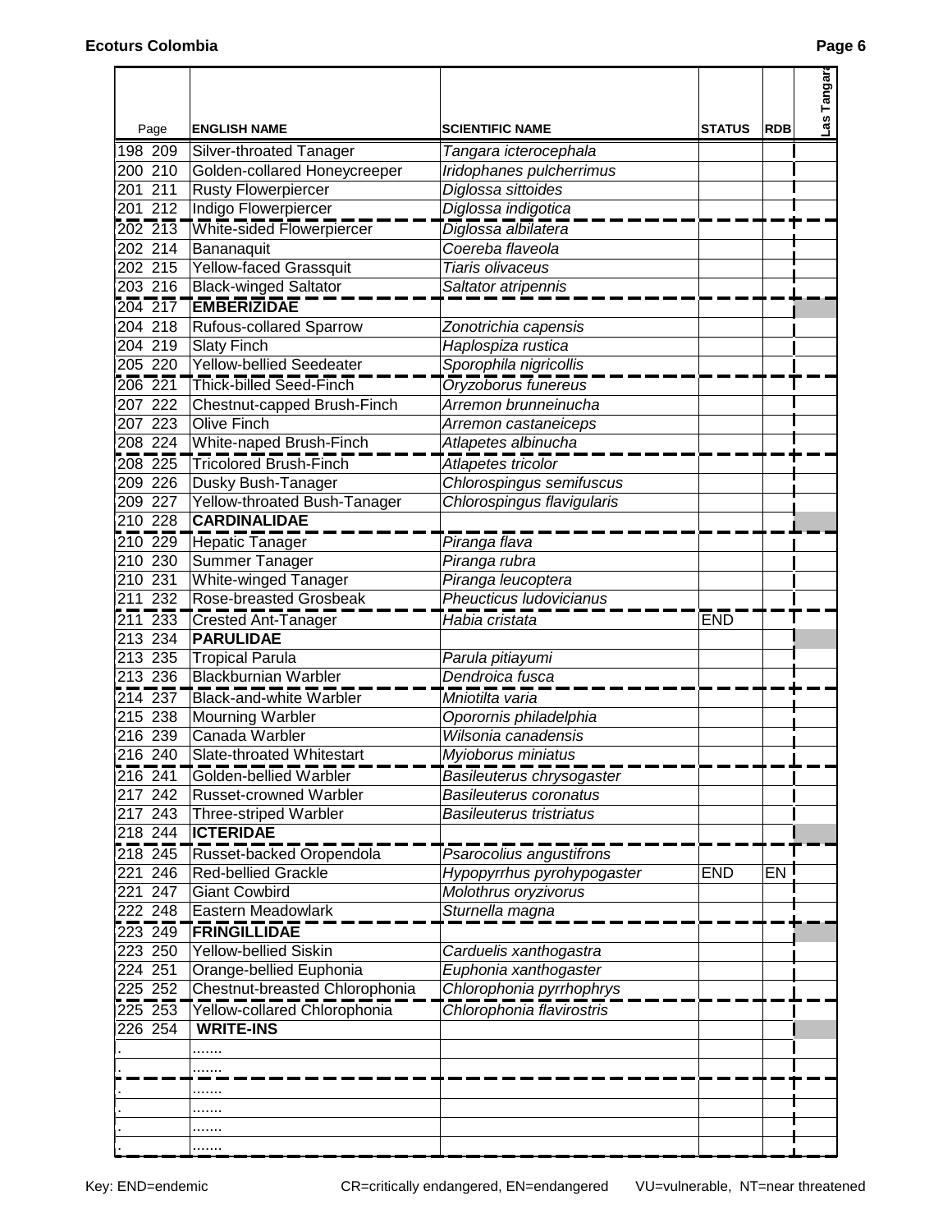| Page | ENGLISH NAME | SCIENTIFIC NAME | STATUS | RDB | Las Tangara |
|---|---|---|---|---|---|
| 198 209 | Silver-throated Tanager | *Tangara icterocephala* | | | |
| 200 210 | Golden-collared Honeycreeper | *Iridophanes pulcherrimus* | | | |
| 201 211 | Rusty Flowerpiercer | *Diglossa sittoides* | | | |
| 201 212 | Indigo Flowerpiercer | *Diglossa indigotica* | | | |
| 202 213 | White-sided Flowerpiercer | *Diglossa albilatera* | | | |
| 202 214 | Bananaquit | *Coereba flaveola* | | | |
| 202 215 | Yellow-faced Grassquit | *Tiaris olivaceus* | | | |
| 203 216 | Black-winged Saltator | *Saltator atripennis* | | | |
| 204 217 | **EMBERIZIDAE** | | | | |
| 204 218 | Rufous-collared Sparrow | *Zonotrichia capensis* | | | |
| 204 219 | Slaty Finch | *Haplospiza rustica* | | | |
| 205 220 | Yellow-bellied Seedeater | *Sporophila nigricollis* | | | |
| 206 221 | Thick-billed Seed-Finch | *Oryzoborus funereus* | | | |
| 207 222 | Chestnut-capped Brush-Finch | *Arremon brunneinucha* | | | |
| 207 223 | Olive Finch | *Arremon castaneiceps* | | | |
| 208 224 | White-naped Brush-Finch | *Atlapetes albinucha* | | | |
| 208 225 | Tricolored Brush-Finch | *Atlapetes tricolor* | | | |
| 209 226 | Dusky Bush-Tanager | *Chlorospingus semifuscus* | | | |
| 209 227 | Yellow-throated Bush-Tanager | *Chlorospingus flavigularis* | | | |
| 210 228 | **CARDINALIDAE** | | | | |
| 210 229 | Hepatic Tanager | *Piranga flava* | | | |
| 210 230 | Summer Tanager | *Piranga rubra* | | | |
| 210 231 | White-winged Tanager | *Piranga leucoptera* | | | |
| 211 232 | Rose-breasted Grosbeak | *Pheucticus ludovicianus* | | | |
| 211 233 | Crested Ant-Tanager | *Habia cristata* | END | | |
| 213 234 | **PARULIDAE** | | | | |
| 213 235 | Tropical Parula | *Parula pitiayumi* | | | |
| 213 236 | Blackburnian Warbler | *Dendroica fusca* | | | |
| 214 237 | Black-and-white Warbler | *Mniotilta varia* | | | |
| 215 238 | Mourning Warbler | *Oporornis philadelphia* | | | |
| 216 239 | Canada Warbler | *Wilsonia canadensis* | | | |
| 216 240 | Slate-throated Whitestart | *Myioborus miniatus* | | | |
| 216 241 | Golden-bellied Warbler | *Basileuterus chrysogaster* | | | |
| 217 242 | Russet-crowned Warbler | *Basileuterus coronatus* | | | |
| 217 243 | Three-striped Warbler | *Basileuterus tristriatus* | | | |
| 218 244 | **ICTERIDAE** | | | | |
| 218 245 | Russet-backed Oropendola | *Psarocolius angustifrons* | | | |
| 221 246 | Red-bellied Grackle | *Hypopyrrhus pyrohypogaster* | END | EN | |
| 221 247 | Giant Cowbird | *Molothrus oryzivorus* | | | |
| 222 248 | Eastern Meadowlark | *Sturnella magna* | | | |
| 223 249 | **FRINGILLIDAE** | | | | |
| 223 250 | Yellow-bellied Siskin | *Carduelis xanthogastra* | | | |
| 224 251 | Orange-bellied Euphonia | *Euphonia xanthogaster* | | | |
| 225 252 | Chestnut-breasted Chlorophonia | *Chlorophonia pyrrhophrys* | | | |
| 225 253 | Yellow-collared Chlorophonia | *Chlorophonia flavirostris* | | | |
| 226 254 | **WRITE-INS** | | | | |
| . | ....... | | | | |
| . | ....... | | | | |
| . | ....... | | | | |
| . | ....... | | | | |
| . | ....... | | | | |
| . | ....... | | | | |

Key: END=endemic CR=critically endangered, EN=endangered VU=vulnerable, NT=near threatened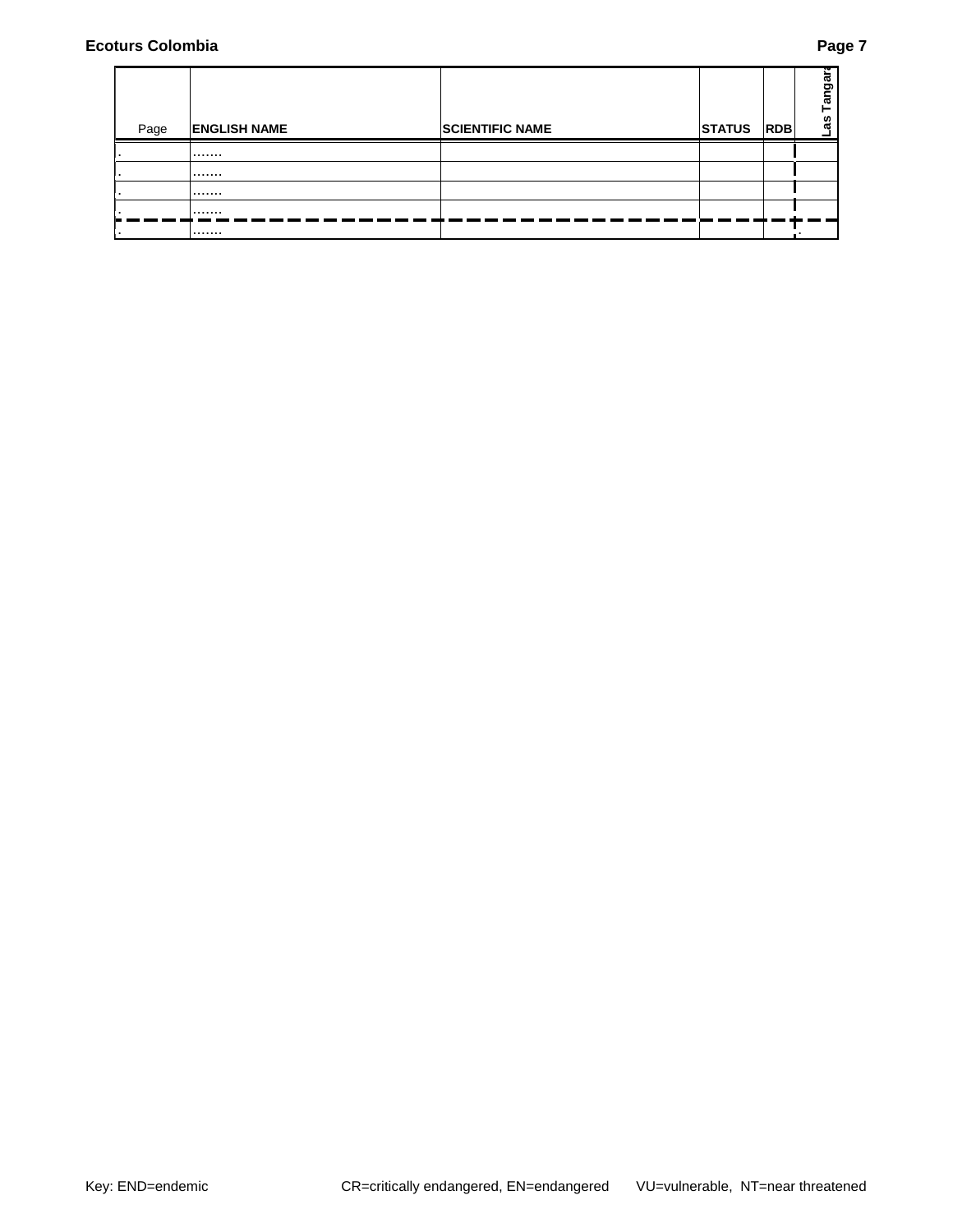| Page | ENGLISH NAME | SCIENTIFIC NAME | STATUS | RDB | Las Tangara |
|---|---|---|---|---|---|
| . | ....... | | | | |
| . | ....... | | | | |
| . | ....... | | | | |
| . | ....... | | | | |
| . | ....... | | | | . |

Key: END=endemic CR=critically endangered, EN=endangered VU=vulnerable, NT=near threatened